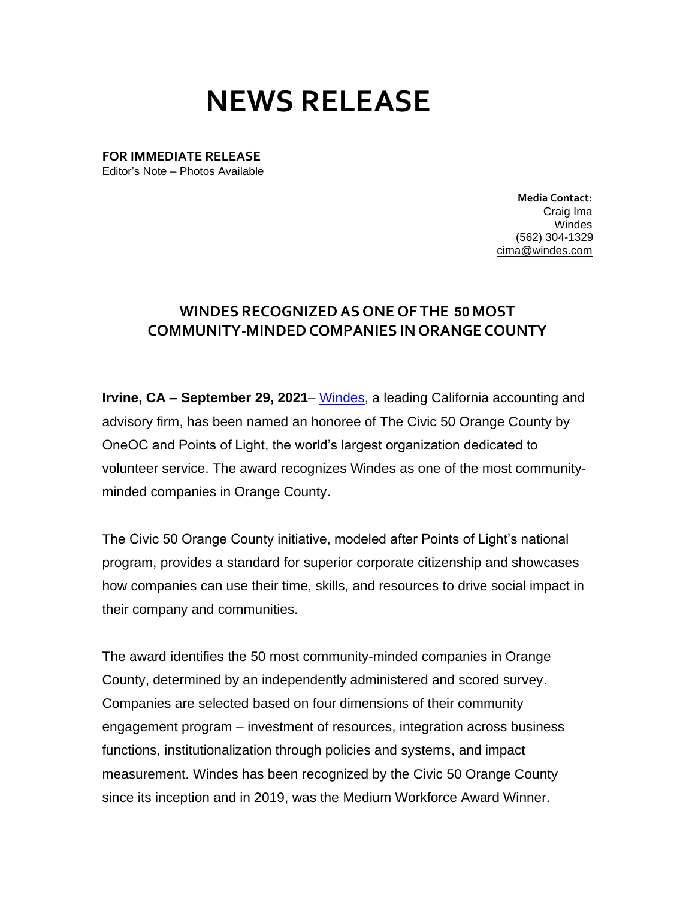# NEWS RELEASE

**FOR IMMEDIATE RELEASE**
Editor's Note – Photos Available

**Media Contact:**
Craig Ima
Windes
(562) 304-1329
cima@windes.com

## WINDES RECOGNIZED AS ONE OF THE 50 MOST COMMUNITY-MINDED COMPANIES IN ORANGE COUNTY

**Irvine, CA – September 29, 2021**– Windes, a leading California accounting and advisory firm, has been named an honoree of The Civic 50 Orange County by OneOC and Points of Light, the world's largest organization dedicated to volunteer service. The award recognizes Windes as one of the most community-minded companies in Orange County.

The Civic 50 Orange County initiative, modeled after Points of Light's national program, provides a standard for superior corporate citizenship and showcases how companies can use their time, skills, and resources to drive social impact in their company and communities.

The award identifies the 50 most community-minded companies in Orange County, determined by an independently administered and scored survey. Companies are selected based on four dimensions of their community engagement program – investment of resources, integration across business functions, institutionalization through policies and systems, and impact measurement. Windes has been recognized by the Civic 50 Orange County since its inception and in 2019, was the Medium Workforce Award Winner.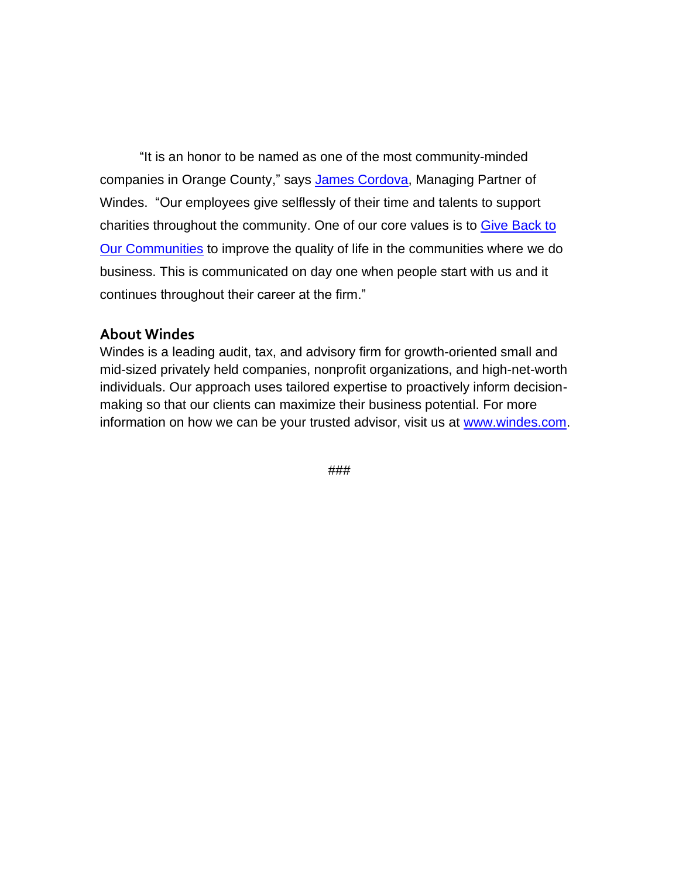"It is an honor to be named as one of the most community-minded companies in Orange County," says James Cordova, Managing Partner of Windes. "Our employees give selflessly of their time and talents to support charities throughout the community. One of our core values is to Give Back to Our Communities to improve the quality of life in the communities where we do business. This is communicated on day one when people start with us and it continues throughout their career at the firm."

## About Windes

Windes is a leading audit, tax, and advisory firm for growth-oriented small and mid-sized privately held companies, nonprofit organizations, and high-net-worth individuals. Our approach uses tailored expertise to proactively inform decision-making so that our clients can maximize their business potential. For more information on how we can be your trusted advisor, visit us at www.windes.com.

###